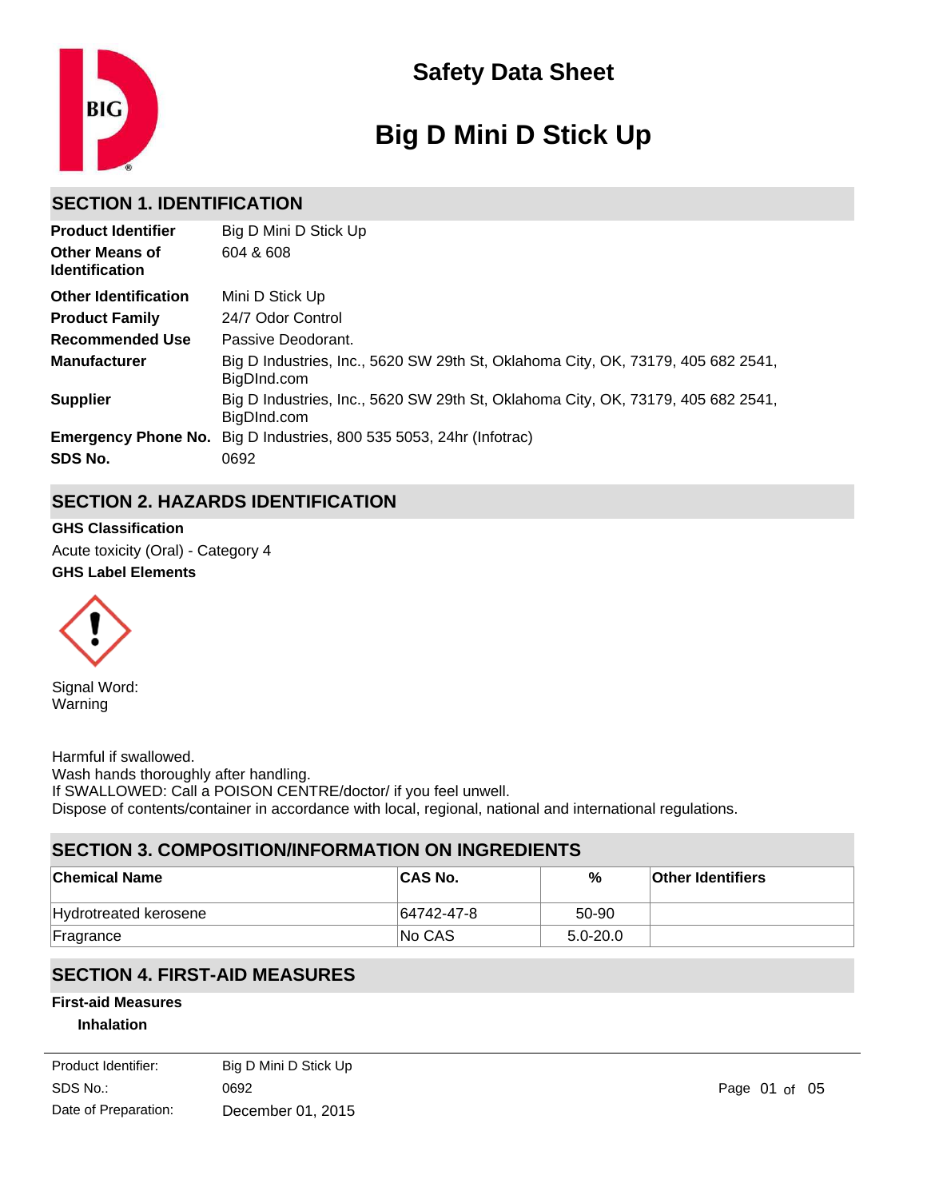# Safety Data Sheet

# Big D Mini D Stick Up

## SECTION 1. IDENTIFICATION

| | |
|---|---|
| **Product Identifier** | Big D Mini D Stick Up |
| **Other Means of Identification** | 604 & 608 |
| **Other Identification** | Mini D Stick Up |
| **Product Family** | 24/7 Odor Control |
| **Recommended Use** | Passive Deodorant. |
| **Manufacturer** | Big D Industries, Inc., 5620 SW 29th St, Oklahoma City, OK, 73179, 405 682 2541, BigDInd.com |
| **Supplier** | Big D Industries, Inc., 5620 SW 29th St, Oklahoma City, OK, 73179, 405 682 2541, BigDInd.com |
| **Emergency Phone No.** | Big D Industries, 800 535 5053, 24hr (Infotrac) |
| **SDS No.** | 0692 |

## SECTION 2. HAZARDS IDENTIFICATION

**GHS Classification**

Acute toxicity (Oral) - Category 4

**GHS Label Elements**

Signal Word:
Warning

Harmful if swallowed.
Wash hands thoroughly after handling.
If SWALLOWED: Call a POISON CENTRE/doctor/ if you feel unwell.
Dispose of contents/container in accordance with local, regional, national and international regulations.

## SECTION 3. COMPOSITION/INFORMATION ON INGREDIENTS

| Chemical Name | CAS No. | % | Other Identifiers |
|---|---|---|---|
| Hydrotreated kerosene | 64742-47-8 | 50-90 | |
| Fragrance | No CAS | 5.0-20.0 | |

## SECTION 4. FIRST-AID MEASURES

**First-aid Measures**

**Inhalation**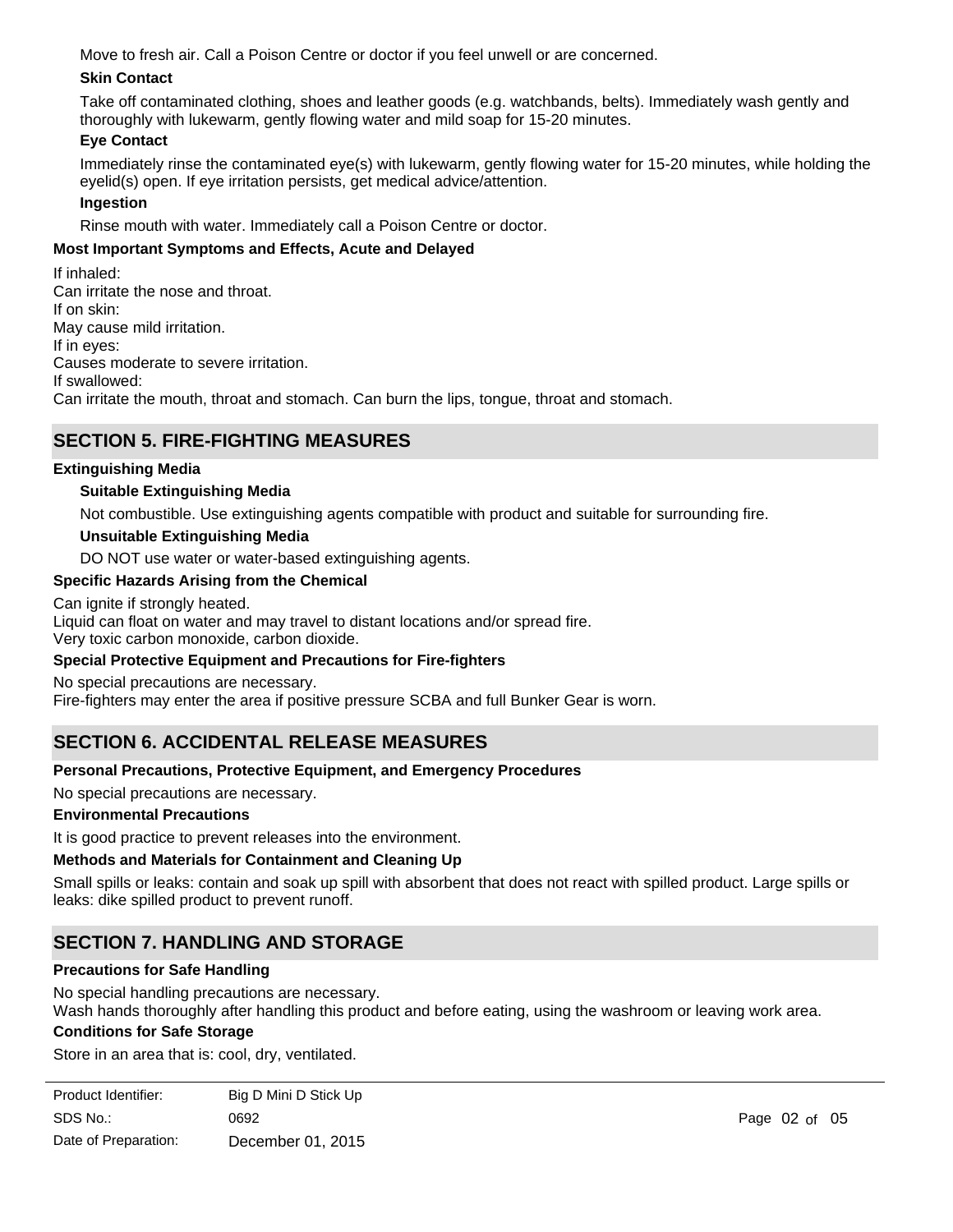Move to fresh air. Call a Poison Centre or doctor if you feel unwell or are concerned.

**Skin Contact**

Take off contaminated clothing, shoes and leather goods (e.g. watchbands, belts). Immediately wash gently and thoroughly with lukewarm, gently flowing water and mild soap for 15-20 minutes.

**Eye Contact**

Immediately rinse the contaminated eye(s) with lukewarm, gently flowing water for 15-20 minutes, while holding the eyelid(s) open. If eye irritation persists, get medical advice/attention.

**Ingestion**

Rinse mouth with water. Immediately call a Poison Centre or doctor.

**Most Important Symptoms and Effects, Acute and Delayed**

If inhaled:
Can irritate the nose and throat.
If on skin:
May cause mild irritation.
If in eyes:
Causes moderate to severe irritation.
If swallowed:
Can irritate the mouth, throat and stomach. Can burn the lips, tongue, throat and stomach.

## SECTION 5. FIRE-FIGHTING MEASURES

**Extinguishing Media**

**Suitable Extinguishing Media**

Not combustible. Use extinguishing agents compatible with product and suitable for surrounding fire.

**Unsuitable Extinguishing Media**

DO NOT use water or water-based extinguishing agents.

**Specific Hazards Arising from the Chemical**

Can ignite if strongly heated.
Liquid can float on water and may travel to distant locations and/or spread fire.
Very toxic carbon monoxide, carbon dioxide.

**Special Protective Equipment and Precautions for Fire-fighters**

No special precautions are necessary.
Fire-fighters may enter the area if positive pressure SCBA and full Bunker Gear is worn.

## SECTION 6. ACCIDENTAL RELEASE MEASURES

**Personal Precautions, Protective Equipment, and Emergency Procedures**

No special precautions are necessary.

**Environmental Precautions**

It is good practice to prevent releases into the environment.

**Methods and Materials for Containment and Cleaning Up**

Small spills or leaks: contain and soak up spill with absorbent that does not react with spilled product. Large spills or leaks: dike spilled product to prevent runoff.

## SECTION 7. HANDLING AND STORAGE

**Precautions for Safe Handling**

No special handling precautions are necessary.
Wash hands thoroughly after handling this product and before eating, using the washroom or leaving work area.

**Conditions for Safe Storage**

Store in an area that is: cool, dry, ventilated.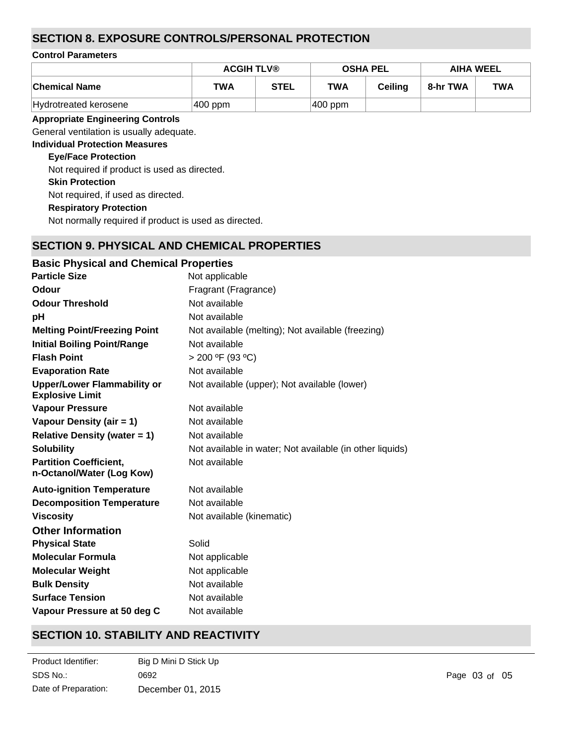## SECTION 8. EXPOSURE CONTROLS/PERSONAL PROTECTION

**Control Parameters**

| | ACGIH TLV® | | OSHA PEL | | AIHA WEEL | |
|---|---|---|---|---|---|---|
| **Chemical Name** | **TWA** | **STEL** | **TWA** | **Ceiling** | **8-hr TWA** | **TWA** |
| Hydrotreated kerosene | 400 ppm | | 400 ppm | | | |

**Appropriate Engineering Controls**

General ventilation is usually adequate.

**Individual Protection Measures**

**Eye/Face Protection**

Not required if product is used as directed.

**Skin Protection**

Not required, if used as directed.

**Respiratory Protection**

Not normally required if product is used as directed.

## SECTION 9. PHYSICAL AND CHEMICAL PROPERTIES

### Basic Physical and Chemical Properties

**Particle Size**: Not applicable
**Odour**: Fragrant (Fragrance)
**Odour Threshold**: Not available
**pH**: Not available
**Melting Point/Freezing Point**: Not available (melting); Not available (freezing)
**Initial Boiling Point/Range**: Not available
**Flash Point**: > 200 ºF (93 ºC)
**Evaporation Rate**: Not available
**Upper/Lower Flammability or Explosive Limit**: Not available (upper); Not available (lower)
**Vapour Pressure**: Not available
**Vapour Density (air = 1)**: Not available
**Relative Density (water = 1)**: Not available
**Solubility**: Not available in water; Not available (in other liquids)
**Partition Coefficient, n-Octanol/Water (Log Kow)**: Not available
**Auto-ignition Temperature**: Not available
**Decomposition Temperature**: Not available
**Viscosity**: Not available (kinematic)

### Other Information

**Physical State**: Solid
**Molecular Formula**: Not applicable
**Molecular Weight**: Not applicable
**Bulk Density**: Not available
**Surface Tension**: Not available
**Vapour Pressure at 50 deg C**: Not available

## SECTION 10. STABILITY AND REACTIVITY

Product Identifier: Big D Mini D Stick Up
SDS No.: 0692
Date of Preparation: December 01, 2015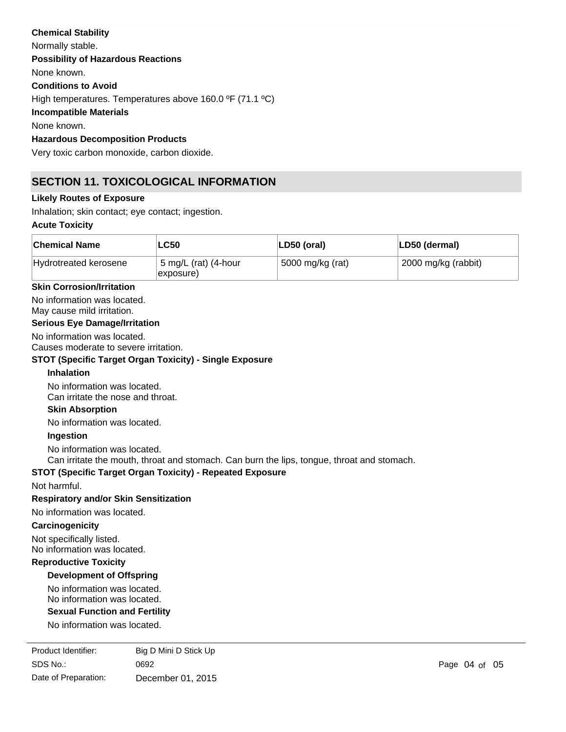**Chemical Stability**

Normally stable.

**Possibility of Hazardous Reactions**

None known.

**Conditions to Avoid**

High temperatures. Temperatures above 160.0 ºF (71.1 ºC)

**Incompatible Materials**

None known.

**Hazardous Decomposition Products**

Very toxic carbon monoxide, carbon dioxide.

## SECTION 11. TOXICOLOGICAL INFORMATION

**Likely Routes of Exposure**

Inhalation; skin contact; eye contact; ingestion.

**Acute Toxicity**

| Chemical Name | LC50 | LD50 (oral) | LD50 (dermal) |
| --- | --- | --- | --- |
| Hydrotreated kerosene | 5 mg/L (rat) (4-hour exposure) | 5000 mg/kg (rat) | 2000 mg/kg (rabbit) |

**Skin Corrosion/Irritation**

No information was located.
May cause mild irritation.

**Serious Eye Damage/Irritation**

No information was located.
Causes moderate to severe irritation.

**STOT (Specific Target Organ Toxicity) - Single Exposure**

**Inhalation**

No information was located.
Can irritate the nose and throat.

**Skin Absorption**

No information was located.

**Ingestion**

No information was located.
Can irritate the mouth, throat and stomach. Can burn the lips, tongue, throat and stomach.

**STOT (Specific Target Organ Toxicity) - Repeated Exposure**

Not harmful.

**Respiratory and/or Skin Sensitization**

No information was located.

**Carcinogenicity**

Not specifically listed.
No information was located.

**Reproductive Toxicity**

**Development of Offspring**

No information was located.
No information was located.

**Sexual Function and Fertility**

No information was located.

| Product Identifier: | Big D Mini D Stick Up |
| --- | --- |
| SDS No.: | 0692 |
| Date of Preparation: | December 01, 2015 |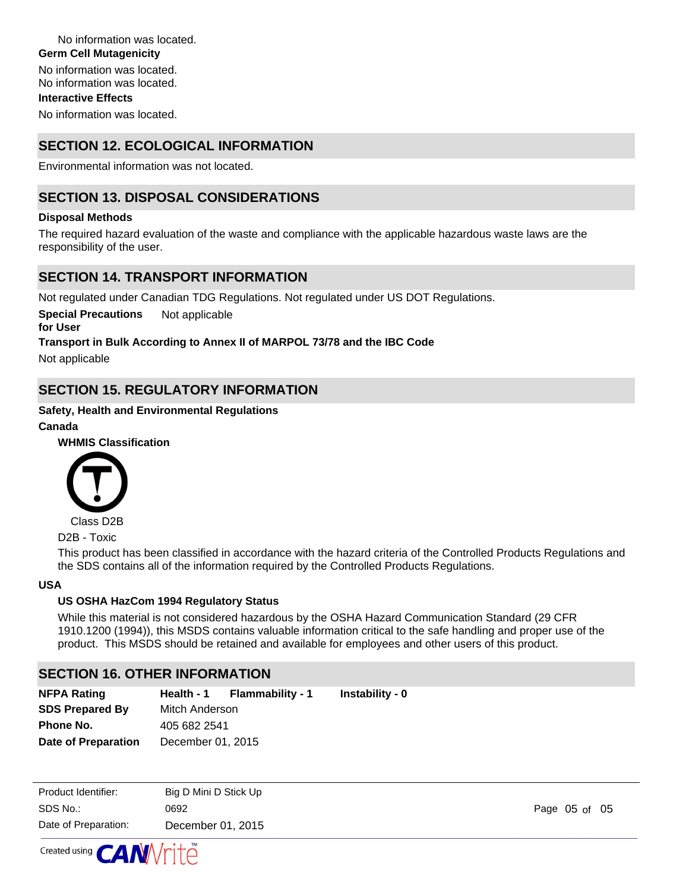No information was located.

**Germ Cell Mutagenicity**

No information was located.
No information was located.

**Interactive Effects**

No information was located.

## SECTION 12. ECOLOGICAL INFORMATION

Environmental information was not located.

## SECTION 13. DISPOSAL CONSIDERATIONS

**Disposal Methods**

The required hazard evaluation of the waste and compliance with the applicable hazardous waste laws are the responsibility of the user.

## SECTION 14. TRANSPORT INFORMATION

Not regulated under Canadian TDG Regulations. Not regulated under US DOT Regulations.

**Special Precautions for User** Not applicable

**Transport in Bulk According to Annex II of MARPOL 73/78 and the IBC Code**

Not applicable

## SECTION 15. REGULATORY INFORMATION

**Safety, Health and Environmental Regulations**

**Canada**

**WHMIS Classification**

Class D2B

D2B - Toxic

This product has been classified in accordance with the hazard criteria of the Controlled Products Regulations and the SDS contains all of the information required by the Controlled Products Regulations.

**USA**

**US OSHA HazCom 1994 Regulatory Status**

While this material is not considered hazardous by the OSHA Hazard Communication Standard (29 CFR 1910.1200 (1994)), this MSDS contains valuable information critical to the safe handling and proper use of the product. This MSDS should be retained and available for employees and other users of this product.

## SECTION 16. OTHER INFORMATION

| | | | |
|---|---|---|---|
| **NFPA Rating** | **Health - 1** | **Flammability - 1** | **Instability - 0** |
| **SDS Prepared By** | Mitch Anderson | | |
| **Phone No.** | 405 682 2541 | | |
| **Date of Preparation** | December 01, 2015 | | |